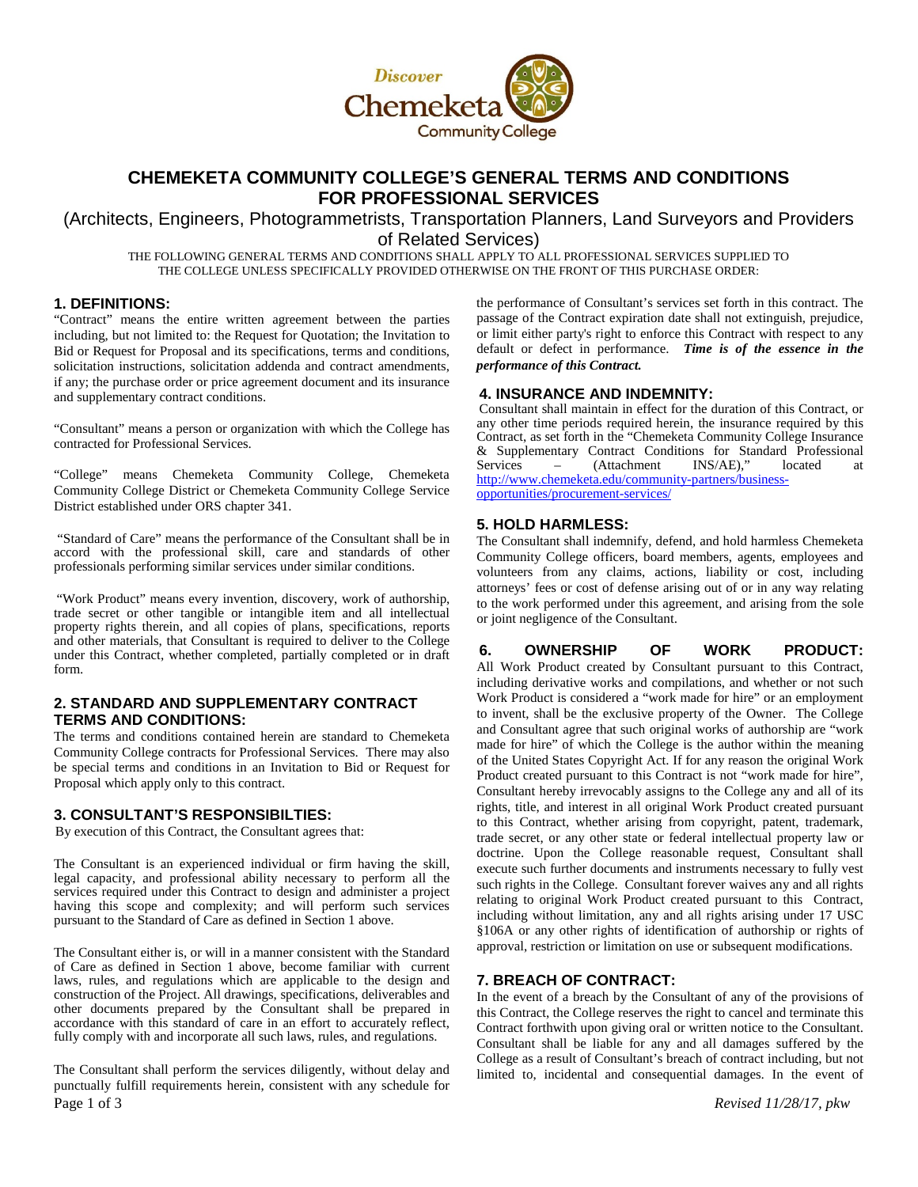# CHEMEKETA COMMUNITY COLLEGE'S GENERAL TERMS AND CONDITIONS FOR PROFESSIONAL SERVICES

(Architects, Engineers, Photogrammetrists, Transportation Planners, Land Surveyors and Providers of Related Services)

THE FOLLOWING GENERAL TERMS AND CONDITIONS SHALL APPLY TO ALL PROFESSIONAL SERVICES SUPPLIED TO THE COLLEGE UNLESS SPECIFICALLY PROVIDED OTHERWISE ON THE FRONT OF THIS PURCHASE ORDER:

## 1. DEFINITIONS:

"Contract" means the entire written agreement between the parties including, but not limited to: the Request for Quotation; the Invitation to Bid or Request for Proposal and its specifications, terms and conditions, solicitation instructions, solicitation addenda and contract amendments, if any; the purchase order or price agreement document and its insurance and supplementary contract conditions.

"Consultant" means a person or organization with which the College has contracted for Professional Services.

"College" means Chemeketa Community College, Chemeketa Community College District or Chemeketa Community College Service District established under ORS chapter 341.

"Standard of Care" means the performance of the Consultant shall be in accord with the professional skill, care and standards of other professionals performing similar services under similar conditions.

"Work Product" means every invention, discovery, work of authorship, trade secret or other tangible or intangible item and all intellectual property rights therein, and all copies of plans, specifications, reports and other materials, that Consultant is required to deliver to the College under this Contract, whether completed, partially completed or in draft form.

## 2. STANDARD AND SUPPLEMENTARY CONTRACT TERMS AND CONDITIONS:

The terms and conditions contained herein are standard to Chemeketa Community College contracts for Professional Services. There may also be special terms and conditions in an Invitation to Bid or Request for Proposal which apply only to this contract.

## 3. CONSULTANT'S RESPONSIBILTIES:

By execution of this Contract, the Consultant agrees that:

The Consultant is an experienced individual or firm having the skill, legal capacity, and professional ability necessary to perform all the services required under this Contract to design and administer a project having this scope and complexity; and will perform such services pursuant to the Standard of Care as defined in Section 1 above.

The Consultant either is, or will in a manner consistent with the Standard of Care as defined in Section 1 above, become familiar with current laws, rules, and regulations which are applicable to the design and construction of the Project. All drawings, specifications, deliverables and other documents prepared by the Consultant shall be prepared in accordance with this standard of care in an effort to accurately reflect, fully comply with and incorporate all such laws, rules, and regulations.

The Consultant shall perform the services diligently, without delay and punctually fulfill requirements herein, consistent with any schedule for the performance of Consultant's services set forth in this contract. The passage of the Contract expiration date shall not extinguish, prejudice, or limit either party's right to enforce this Contract with respect to any default or defect in performance. ***Time is of the essence in the performance of this Contract.***

## 4. INSURANCE AND INDEMNITY:

Consultant shall maintain in effect for the duration of this Contract, or any other time periods required herein, the insurance required by this Contract, as set forth in the "Chemeketa Community College Insurance & Supplementary Contract Conditions for Standard Professional Services – (Attachment INS/AE)," located at http://www.chemeketa.edu/community-partners/business-opportunities/procurement-services/

## 5. HOLD HARMLESS:

The Consultant shall indemnify, defend, and hold harmless Chemeketa Community College officers, board members, agents, employees and volunteers from any claims, actions, liability or cost, including attorneys' fees or cost of defense arising out of or in any way relating to the work performed under this agreement, and arising from the sole or joint negligence of the Consultant.

## 6. OWNERSHIP OF WORK PRODUCT:

All Work Product created by Consultant pursuant to this Contract, including derivative works and compilations, and whether or not such Work Product is considered a "work made for hire" or an employment to invent, shall be the exclusive property of the Owner. The College and Consultant agree that such original works of authorship are "work made for hire" of which the College is the author within the meaning of the United States Copyright Act. If for any reason the original Work Product created pursuant to this Contract is not "work made for hire", Consultant hereby irrevocably assigns to the College any and all of its rights, title, and interest in all original Work Product created pursuant to this Contract, whether arising from copyright, patent, trademark, trade secret, or any other state or federal intellectual property law or doctrine. Upon the College reasonable request, Consultant shall execute such further documents and instruments necessary to fully vest such rights in the College. Consultant forever waives any and all rights relating to original Work Product created pursuant to this Contract, including without limitation, any and all rights arising under 17 USC §106A or any other rights of identification of authorship or rights of approval, restriction or limitation on use or subsequent modifications.

## 7. BREACH OF CONTRACT:

In the event of a breach by the Consultant of any of the provisions of this Contract, the College reserves the right to cancel and terminate this Contract forthwith upon giving oral or written notice to the Consultant. Consultant shall be liable for any and all damages suffered by the College as a result of Consultant's breach of contract including, but not limited to, incidental and consequential damages. In the event of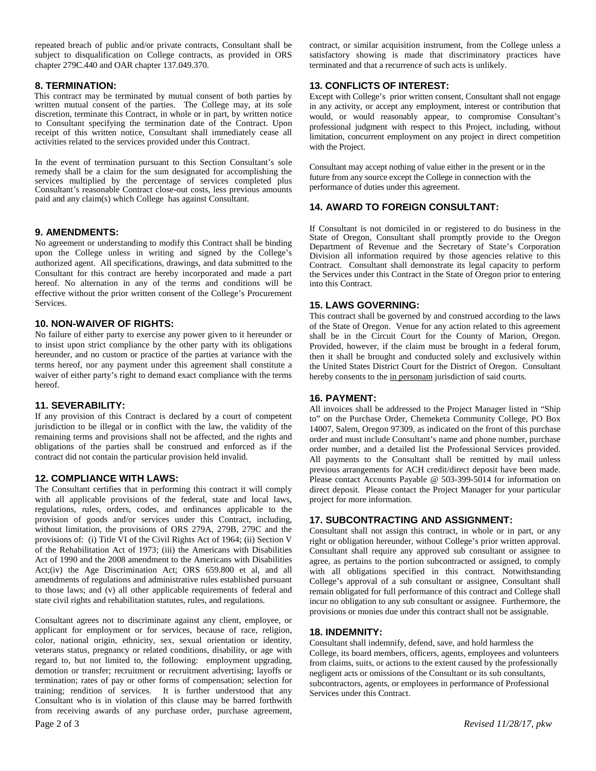repeated breach of public and/or private contracts, Consultant shall be subject to disqualification on College contracts, as provided in ORS chapter 279C.440 and OAR chapter 137.049.370.

## 8. TERMINATION:

This contract may be terminated by mutual consent of both parties by written mutual consent of the parties. The College may, at its sole discretion, terminate this Contract, in whole or in part, by written notice to Consultant specifying the termination date of the Contract. Upon receipt of this written notice, Consultant shall immediately cease all activities related to the services provided under this Contract.

In the event of termination pursuant to this Section Consultant's sole remedy shall be a claim for the sum designated for accomplishing the services multiplied by the percentage of services completed plus Consultant's reasonable Contract close-out costs, less previous amounts paid and any claim(s) which College has against Consultant.

## 9. AMENDMENTS:

No agreement or understanding to modify this Contract shall be binding upon the College unless in writing and signed by the College's authorized agent. All specifications, drawings, and data submitted to the Consultant for this contract are hereby incorporated and made a part hereof. No alternation in any of the terms and conditions will be effective without the prior written consent of the College's Procurement Services.

## 10. NON-WAIVER OF RIGHTS:

No failure of either party to exercise any power given to it hereunder or to insist upon strict compliance by the other party with its obligations hereunder, and no custom or practice of the parties at variance with the terms hereof, nor any payment under this agreement shall constitute a waiver of either party's right to demand exact compliance with the terms hereof.

## 11. SEVERABILITY:

If any provision of this Contract is declared by a court of competent jurisdiction to be illegal or in conflict with the law, the validity of the remaining terms and provisions shall not be affected, and the rights and obligations of the parties shall be construed and enforced as if the contract did not contain the particular provision held invalid.

## 12. COMPLIANCE WITH LAWS:

The Consultant certifies that in performing this contract it will comply with all applicable provisions of the federal, state and local laws, regulations, rules, orders, codes, and ordinances applicable to the provision of goods and/or services under this Contract, including, without limitation, the provisions of ORS 279A, 279B, 279C and the provisions of: (i) Title VI of the Civil Rights Act of 1964; (ii) Section V of the Rehabilitation Act of 1973; (iii) the Americans with Disabilities Act of 1990 and the 2008 amendment to the Americans with Disabilities Act;(iv) the Age Discrimination Act; ORS 659.800 et al, and all amendments of regulations and administrative rules established pursuant to those laws; and (v) all other applicable requirements of federal and state civil rights and rehabilitation statutes, rules, and regulations.

Consultant agrees not to discriminate against any client, employee, or applicant for employment or for services, because of race, religion, color, national origin, ethnicity, sex, sexual orientation or identity, veterans status, pregnancy or related conditions, disability, or age with regard to, but not limited to, the following: employment upgrading, demotion or transfer; recruitment or recruitment advertising; layoffs or termination; rates of pay or other forms of compensation; selection for training; rendition of services. It is further understood that any Consultant who is in violation of this clause may be barred forthwith from receiving awards of any purchase order, purchase agreement, contract, or similar acquisition instrument, from the College unless a satisfactory showing is made that discriminatory practices have terminated and that a recurrence of such acts is unlikely.

## 13. CONFLICTS OF INTEREST:

Except with College's prior written consent, Consultant shall not engage in any activity, or accept any employment, interest or contribution that would, or would reasonably appear, to compromise Consultant's professional judgment with respect to this Project, including, without limitation, concurrent employment on any project in direct competition with the Project.

Consultant may accept nothing of value either in the present or in the future from any source except the College in connection with the performance of duties under this agreement.

## 14. AWARD TO FOREIGN CONSULTANT:

If Consultant is not domiciled in or registered to do business in the State of Oregon, Consultant shall promptly provide to the Oregon Department of Revenue and the Secretary of State's Corporation Division all information required by those agencies relative to this Contract. Consultant shall demonstrate its legal capacity to perform the Services under this Contract in the State of Oregon prior to entering into this Contract.

## 15. LAWS GOVERNING:

This contract shall be governed by and construed according to the laws of the State of Oregon. Venue for any action related to this agreement shall be in the Circuit Court for the County of Marion, Oregon. Provided, however, if the claim must be brought in a federal forum, then it shall be brought and conducted solely and exclusively within the United States District Court for the District of Oregon. Consultant hereby consents to the in personam jurisdiction of said courts.

## 16. PAYMENT:

All invoices shall be addressed to the Project Manager listed in "Ship to" on the Purchase Order, Chemeketa Community College, PO Box 14007, Salem, Oregon 97309, as indicated on the front of this purchase order and must include Consultant's name and phone number, purchase order number, and a detailed list the Professional Services provided. All payments to the Consultant shall be remitted by mail unless previous arrangements for ACH credit/direct deposit have been made. Please contact Accounts Payable @ 503-399-5014 for information on direct deposit. Please contact the Project Manager for your particular project for more information.

## 17. SUBCONTRACTING AND ASSIGNMENT:

Consultant shall not assign this contract, in whole or in part, or any right or obligation hereunder, without College's prior written approval. Consultant shall require any approved sub consultant or assignee to agree, as pertains to the portion subcontracted or assigned, to comply with all obligations specified in this contract. Notwithstanding College's approval of a sub consultant or assignee, Consultant shall remain obligated for full performance of this contract and College shall incur no obligation to any sub consultant or assignee. Furthermore, the provisions or monies due under this contract shall not be assignable.

## 18. INDEMNITY:

Consultant shall indemnify, defend, save, and hold harmless the College, its board members, officers, agents, employees and volunteers from claims, suits, or actions to the extent caused by the professionally negligent acts or omissions of the Consultant or its sub consultants, subcontractors, agents, or employees in performance of Professional Services under this Contract.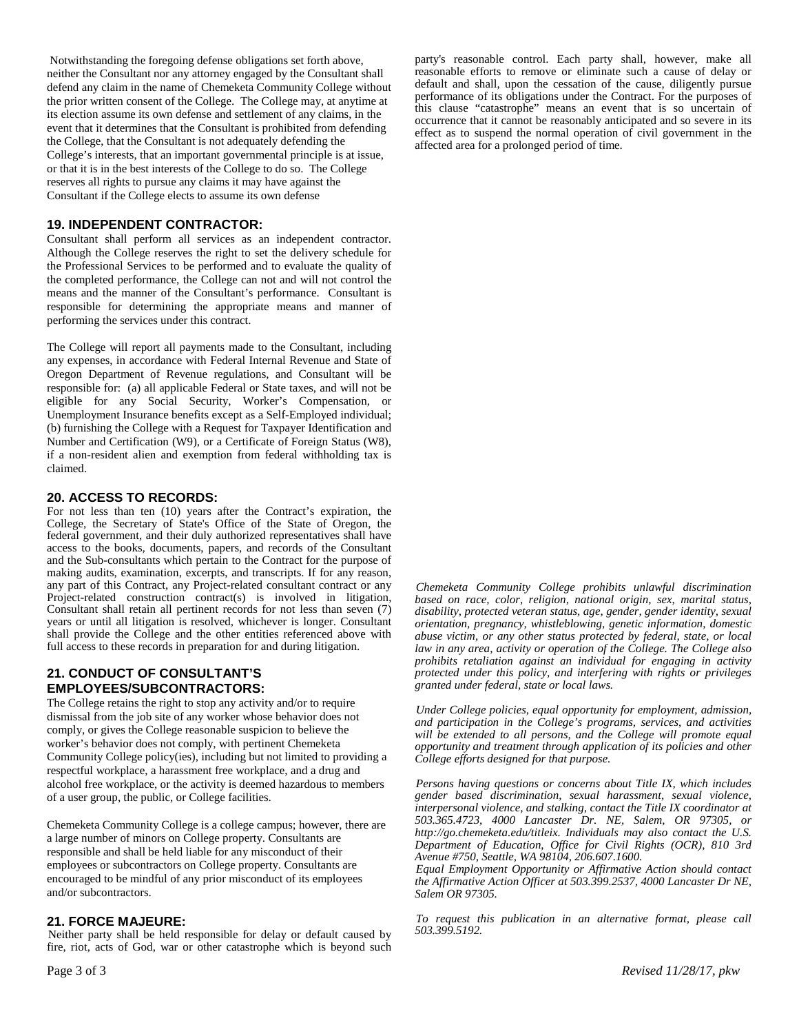Notwithstanding the foregoing defense obligations set forth above, neither the Consultant nor any attorney engaged by the Consultant shall defend any claim in the name of Chemeketa Community College without the prior written consent of the College. The College may, at anytime at its election assume its own defense and settlement of any claims, in the event that it determines that the Consultant is prohibited from defending the College, that the Consultant is not adequately defending the College's interests, that an important governmental principle is at issue, or that it is in the best interests of the College to do so. The College reserves all rights to pursue any claims it may have against the Consultant if the College elects to assume its own defense

### 19. INDEPENDENT CONTRACTOR:

Consultant shall perform all services as an independent contractor. Although the College reserves the right to set the delivery schedule for the Professional Services to be performed and to evaluate the quality of the completed performance, the College can not and will not control the means and the manner of the Consultant's performance. Consultant is responsible for determining the appropriate means and manner of performing the services under this contract.

The College will report all payments made to the Consultant, including any expenses, in accordance with Federal Internal Revenue and State of Oregon Department of Revenue regulations, and Consultant will be responsible for: (a) all applicable Federal or State taxes, and will not be eligible for any Social Security, Worker's Compensation, or Unemployment Insurance benefits except as a Self-Employed individual; (b) furnishing the College with a Request for Taxpayer Identification and Number and Certification (W9), or a Certificate of Foreign Status (W8), if a non-resident alien and exemption from federal withholding tax is claimed.

### 20. ACCESS TO RECORDS:

For not less than ten (10) years after the Contract's expiration, the College, the Secretary of State's Office of the State of Oregon, the federal government, and their duly authorized representatives shall have access to the books, documents, papers, and records of the Consultant and the Sub-consultants which pertain to the Contract for the purpose of making audits, examination, excerpts, and transcripts. If for any reason, any part of this Contract, any Project-related consultant contract or any Project-related construction contract(s) is involved in litigation, Consultant shall retain all pertinent records for not less than seven (7) years or until all litigation is resolved, whichever is longer. Consultant shall provide the College and the other entities referenced above with full access to these records in preparation for and during litigation.

### 21. CONDUCT OF CONSULTANT'S EMPLOYEES/SUBCONTRACTORS:

The College retains the right to stop any activity and/or to require dismissal from the job site of any worker whose behavior does not comply, or gives the College reasonable suspicion to believe the worker's behavior does not comply, with pertinent Chemeketa Community College policy(ies), including but not limited to providing a respectful workplace, a harassment free workplace, and a drug and alcohol free workplace, or the activity is deemed hazardous to members of a user group, the public, or College facilities.

Chemeketa Community College is a college campus; however, there are a large number of minors on College property. Consultants are responsible and shall be held liable for any misconduct of their employees or subcontractors on College property. Consultants are encouraged to be mindful of any prior misconduct of its employees and/or subcontractors.

### 21. FORCE MAJEURE:

Neither party shall be held responsible for delay or default caused by fire, riot, acts of God, war or other catastrophe which is beyond such party's reasonable control. Each party shall, however, make all reasonable efforts to remove or eliminate such a cause of delay or default and shall, upon the cessation of the cause, diligently pursue performance of its obligations under the Contract. For the purposes of this clause "catastrophe" means an event that is so uncertain of occurrence that it cannot be reasonably anticipated and so severe in its effect as to suspend the normal operation of civil government in the affected area for a prolonged period of time.

*Chemeketa Community College prohibits unlawful discrimination based on race, color, religion, national origin, sex, marital status, disability, protected veteran status, age, gender, gender identity, sexual orientation, pregnancy, whistleblowing, genetic information, domestic abuse victim, or any other status protected by federal, state, or local law in any area, activity or operation of the College. The College also prohibits retaliation against an individual for engaging in activity protected under this policy, and interfering with rights or privileges granted under federal, state or local laws.*

*Under College policies, equal opportunity for employment, admission, and participation in the College's programs, services, and activities will be extended to all persons, and the College will promote equal opportunity and treatment through application of its policies and other College efforts designed for that purpose.*

*Persons having questions or concerns about Title IX, which includes gender based discrimination, sexual harassment, sexual violence, interpersonal violence, and stalking, contact the Title IX coordinator at 503.365.4723, 4000 Lancaster Dr. NE, Salem, OR 97305, or http://go.chemeketa.edu/titleix. Individuals may also contact the U.S. Department of Education, Office for Civil Rights (OCR), 810 3rd Avenue #750, Seattle, WA 98104, 206.607.1600.*

*Equal Employment Opportunity or Affirmative Action should contact the Affirmative Action Officer at 503.399.2537, 4000 Lancaster Dr NE, Salem OR 97305.*

*To request this publication in an alternative format, please call 503.399.5192.*

*Revised 11/28/17, pkw*